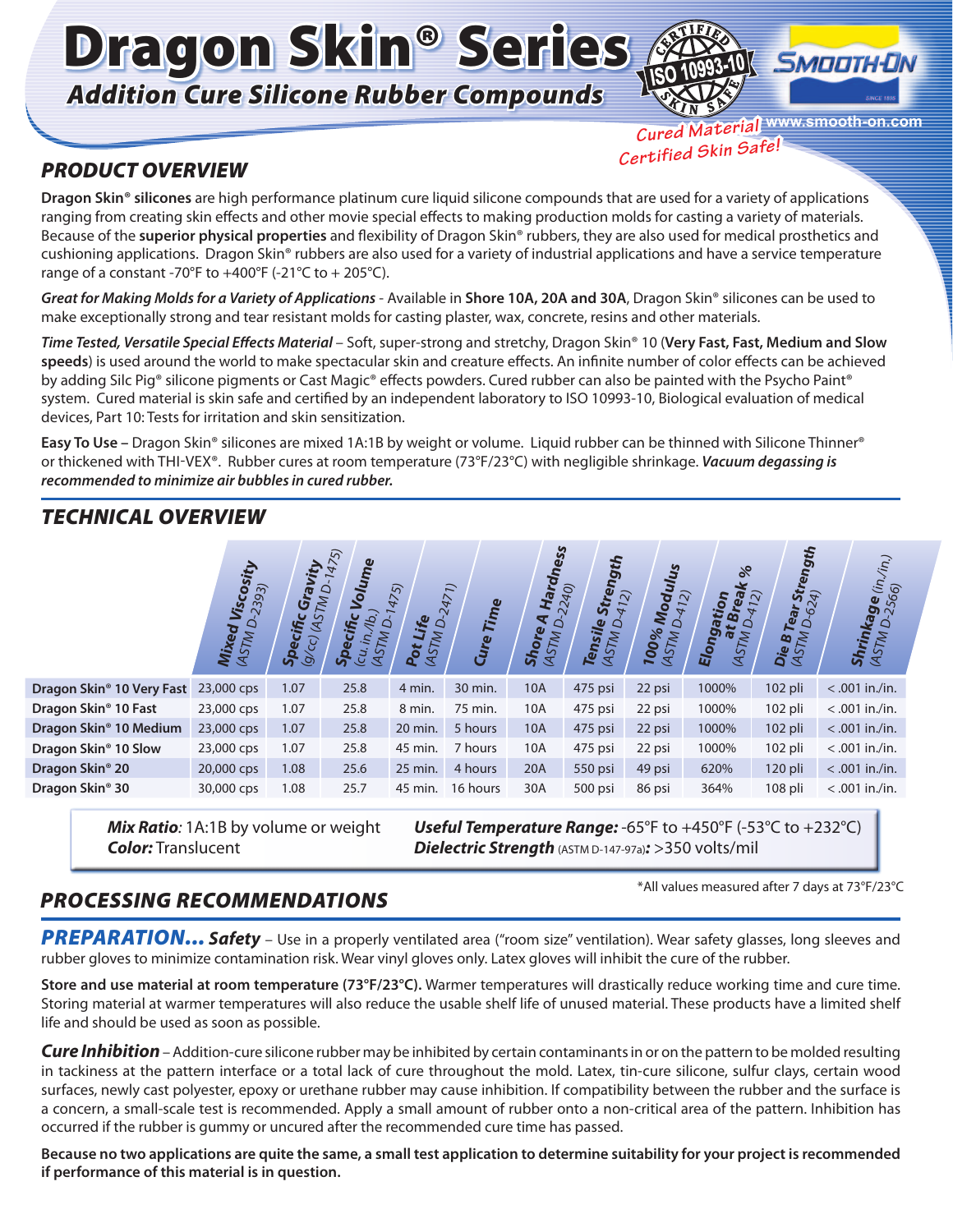# Dragon Skin® Series

## *Addition Cure Silicone Rubber Compounds*

CERTIFIED ISO 10993-10 SKIN SAFE

SMOOTH-ON

*Cured Material Certified Skin Safe!*

www.smooth-on.com

## *PRODUCT OVERVIEW*

**Dragon Skin® silicones** are high performance platinum cure liquid silicone compounds that are used for a variety of applications ranging from creating skin effects and other movie special effects to making production molds for casting a variety of materials. Because of the **superior physical properties** and flexibility of Dragon Skin® rubbers, they are also used for medical prosthetics and cushioning applications. Dragon Skin® rubbers are also used for a variety of industrial applications and have a service temperature range of a constant -70°F to +400°F (-21°C to + 205°C).

***Great for Making Molds for a Variety of Applications*** - Available in **Shore 10A, 20A and 30A**, Dragon Skin® silicones can be used to make exceptionally strong and tear resistant molds for casting plaster, wax, concrete, resins and other materials.

***Time Tested, Versatile Special Effects Material*** – Soft, super-strong and stretchy, Dragon Skin® 10 (**Very Fast, Fast, Medium and Slow speeds**) is used around the world to make spectacular skin and creature effects. An infinite number of color effects can be achieved by adding Silc Pig® silicone pigments or Cast Magic® effects powders. Cured rubber can also be painted with the Psycho Paint® system. Cured material is skin safe and certified by an independent laboratory to ISO 10993-10, Biological evaluation of medical devices, Part 10: Tests for irritation and skin sensitization.

**Easy To Use –** Dragon Skin® silicones are mixed 1A:1B by weight or volume. Liquid rubber can be thinned with Silicone Thinner® or thickened with THI-VEX®. Rubber cures at room temperature (73°F/23°C) with negligible shrinkage. ***Vacuum degassing is recommended to minimize air bubbles in cured rubber.***

## *TECHNICAL OVERVIEW*

| | **Mixed Viscosity** (ASTM D-2393) | **Specific Gravity** (g/cc) (ASTM D-1475) | **Specific Volume** (cu. in./lb.) (ASTM D-1475) | **Pot Life** (ASTM D-2471) | **Cure Time** | **Shore A Hardness** (ASTM D-2240) | **Tensile Strength** (ASTM D-412) | **100% Modulus** (ASTM D-412) | **Elongation at Break %** (ASTM D-412) | **Die B Tear Strength** (ASTM D-624) | **Shrinkage** (in./in.) (ASTM D-2566) |
|---|---|---|---|---|---|---|---|---|---|---|---|
| **Dragon Skin® 10 Very Fast** | 23,000 cps | 1.07 | 25.8 | 4 min. | 30 min. | 10A | 475 psi | 22 psi | 1000% | 102 pli | < .001 in./in. |
| **Dragon Skin® 10 Fast** | 23,000 cps | 1.07 | 25.8 | 8 min. | 75 min. | 10A | 475 psi | 22 psi | 1000% | 102 pli | < .001 in./in. |
| **Dragon Skin® 10 Medium** | 23,000 cps | 1.07 | 25.8 | 20 min. | 5 hours | 10A | 475 psi | 22 psi | 1000% | 102 pli | < .001 in./in. |
| **Dragon Skin® 10 Slow** | 23,000 cps | 1.07 | 25.8 | 45 min. | 7 hours | 10A | 475 psi | 22 psi | 1000% | 102 pli | < .001 in./in. |
| **Dragon Skin® 20** | 20,000 cps | 1.08 | 25.6 | 25 min. | 4 hours | 20A | 550 psi | 49 psi | 620% | 120 pli | < .001 in./in. |
| **Dragon Skin® 30** | 30,000 cps | 1.08 | 25.7 | 45 min. | 16 hours | 30A | 500 psi | 86 psi | 364% | 108 pli | < .001 in./in. |

***Mix Ratio**:* 1A:1B by volume or weight
***Color:*** Translucent

***Useful Temperature Range:*** -65°F to +450°F (-53°C to +232°C)
***Dielectric Strength*** (ASTM D-147-97a)***:*** >350 volts/mil

*All values measured after 7 days at 73°F/23°C

## *PROCESSING RECOMMENDATIONS*

***PREPARATION... Safety*** – Use in a properly ventilated area ("room size" ventilation). Wear safety glasses, long sleeves and rubber gloves to minimize contamination risk. Wear vinyl gloves only. Latex gloves will inhibit the cure of the rubber.

**Store and use material at room temperature (73°F/23°C).** Warmer temperatures will drastically reduce working time and cure time. Storing material at warmer temperatures will also reduce the usable shelf life of unused material. These products have a limited shelf life and should be used as soon as possible.

***Cure Inhibition*** – Addition-cure silicone rubber may be inhibited by certain contaminants in or on the pattern to be molded resulting in tackiness at the pattern interface or a total lack of cure throughout the mold. Latex, tin-cure silicone, sulfur clays, certain wood surfaces, newly cast polyester, epoxy or urethane rubber may cause inhibition. If compatibility between the rubber and the surface is a concern, a small-scale test is recommended. Apply a small amount of rubber onto a non-critical area of the pattern. Inhibition has occurred if the rubber is gummy or uncured after the recommended cure time has passed.

**Because no two applications are quite the same, a small test application to determine suitability for your project is recommended if performance of this material is in question.**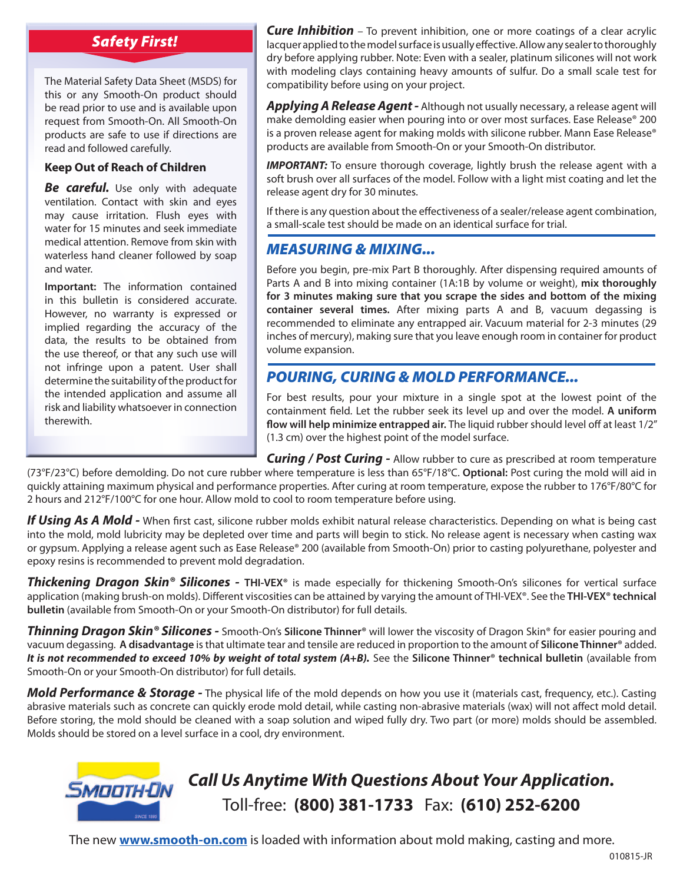## Safety First!

The Material Safety Data Sheet (MSDS) for this or any Smooth-On product should be read prior to use and is available upon request from Smooth-On. All Smooth-On products are safe to use if directions are read and followed carefully.

**Keep Out of Reach of Children**

***Be careful.*** Use only with adequate ventilation. Contact with skin and eyes may cause irritation. Flush eyes with water for 15 minutes and seek immediate medical attention. Remove from skin with waterless hand cleaner followed by soap and water.

**Important:** The information contained in this bulletin is considered accurate. However, no warranty is expressed or implied regarding the accuracy of the data, the results to be obtained from the use thereof, or that any such use will not infringe upon a patent. User shall determine the suitability of the product for the intended application and assume all risk and liability whatsoever in connection therewith.

***Cure Inhibition*** – To prevent inhibition, one or more coatings of a clear acrylic lacquer applied to the model surface is usually effective. Allow any sealer to thoroughly dry before applying rubber. Note: Even with a sealer, platinum silicones will not work with modeling clays containing heavy amounts of sulfur. Do a small scale test for compatibility before using on your project.

***Applying A Release Agent -*** Although not usually necessary, a release agent will make demolding easier when pouring into or over most surfaces. Ease Release® 200 is a proven release agent for making molds with silicone rubber. Mann Ease Release® products are available from Smooth-On or your Smooth-On distributor.

***IMPORTANT:*** To ensure thorough coverage, lightly brush the release agent with a soft brush over all surfaces of the model. Follow with a light mist coating and let the release agent dry for 30 minutes.

If there is any question about the effectiveness of a sealer/release agent combination, a small-scale test should be made on an identical surface for trial.

## MEASURING & MIXING...

Before you begin, pre-mix Part B thoroughly. After dispensing required amounts of Parts A and B into mixing container (1A:1B by volume or weight), **mix thoroughly for 3 minutes making sure that you scrape the sides and bottom of the mixing container several times.** After mixing parts A and B, vacuum degassing is recommended to eliminate any entrapped air. Vacuum material for 2-3 minutes (29 inches of mercury), making sure that you leave enough room in container for product volume expansion.

## POURING, CURING & MOLD PERFORMANCE...

For best results, pour your mixture in a single spot at the lowest point of the containment field. Let the rubber seek its level up and over the model. **A uniform flow will help minimize entrapped air.** The liquid rubber should level off at least 1/2" (1.3 cm) over the highest point of the model surface.

***Curing / Post Curing -*** Allow rubber to cure as prescribed at room temperature (73°F/23°C) before demolding. Do not cure rubber where temperature is less than 65°F/18°C. **Optional:** Post curing the mold will aid in quickly attaining maximum physical and performance properties. After curing at room temperature, expose the rubber to 176°F/80°C for 2 hours and 212°F/100°C for one hour. Allow mold to cool to room temperature before using.

***If Using As A Mold -*** When first cast, silicone rubber molds exhibit natural release characteristics. Depending on what is being cast into the mold, mold lubricity may be depleted over time and parts will begin to stick. No release agent is necessary when casting wax or gypsum. Applying a release agent such as Ease Release® 200 (available from Smooth-On) prior to casting polyurethane, polyester and epoxy resins is recommended to prevent mold degradation.

***Thickening Dragon Skin® Silicones -*** **THI-VEX®** is made especially for thickening Smooth-On's silicones for vertical surface application (making brush-on molds). Different viscosities can be attained by varying the amount of THI-VEX®. See the **THI-VEX® technical bulletin** (available from Smooth-On or your Smooth-On distributor) for full details.

***Thinning Dragon Skin® Silicones -*** Smooth-On's **Silicone Thinner®** will lower the viscosity of Dragon Skin® for easier pouring and vacuum degassing. **A disadvantage** is that ultimate tear and tensile are reduced in proportion to the amount of **Silicone Thinner®** added. ***It is not recommended to exceed 10% by weight of total system (A+B).*** See the **Silicone Thinner® technical bulletin** (available from Smooth-On or your Smooth-On distributor) for full details.

***Mold Performance & Storage -*** The physical life of the mold depends on how you use it (materials cast, frequency, etc.). Casting abrasive materials such as concrete can quickly erode mold detail, while casting non-abrasive materials (wax) will not affect mold detail. Before storing, the mold should be cleaned with a soap solution and wiped fully dry. Two part (or more) molds should be assembled. Molds should be stored on a level surface in a cool, dry environment.

SMOOTH-ON SINCE 1895

***Call Us Anytime With Questions About Your Application.***

Toll-free: **(800) 381-1733** Fax: **(610) 252-6200**

The new **www.smooth-on.com** is loaded with information about mold making, casting and more.

010815-JR